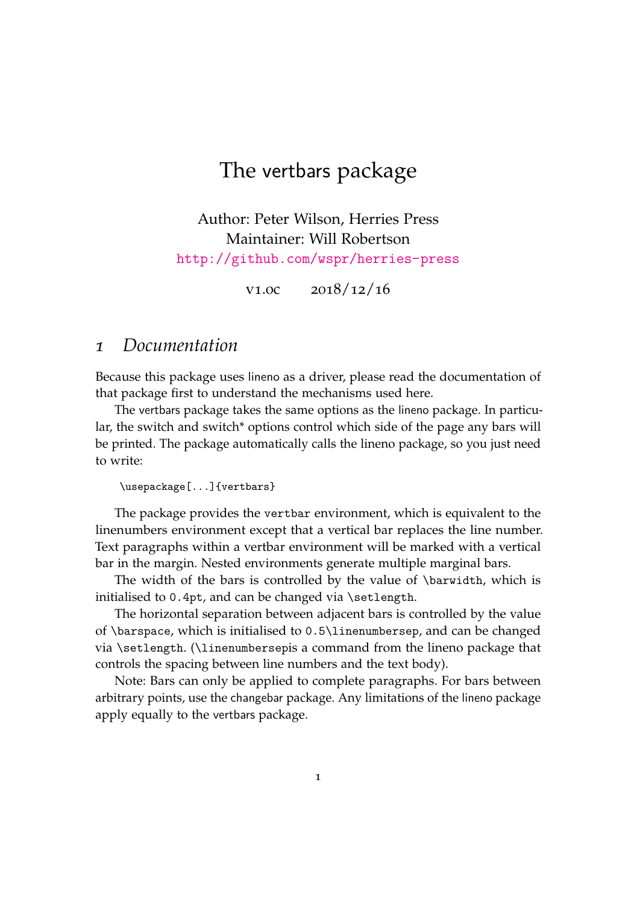# The vertbars package

Author: Peter Wilson, Herries Press  
Maintainer: Will Robertson  
http://github.com/wspr/herries-press

v1.0c 2018/12/16

## 1 *Documentation*

Because this package uses lineno as a driver, please read the documentation of that package first to understand the mechanisms used here.

The vertbars package takes the same options as the lineno package. In particular, the switch and switch* options control which side of the page any bars will be printed. The package automatically calls the lineno package, so you just need to write:

```
\usepackage[...]{vertbars}
```

The package provides the `vertbar` environment, which is equivalent to the linenumbers environment except that a vertical bar replaces the line number. Text paragraphs within a vertbar environment will be marked with a vertical bar in the margin. Nested environments generate multiple marginal bars.

The width of the bars is controlled by the value of `\barwidth`, which is initialised to `0.4pt`, and can be changed via `\setlength`.

The horizontal separation between adjacent bars is controlled by the value of `\barspace`, which is initialised to `0.5\linenumbersep`, and can be changed via `\setlength`. (`\linenumbersep`is a command from the lineno package that controls the spacing between line numbers and the text body).

Note: Bars can only be applied to complete paragraphs. For bars between arbitrary points, use the changebar package. Any limitations of the lineno package apply equally to the vertbars package.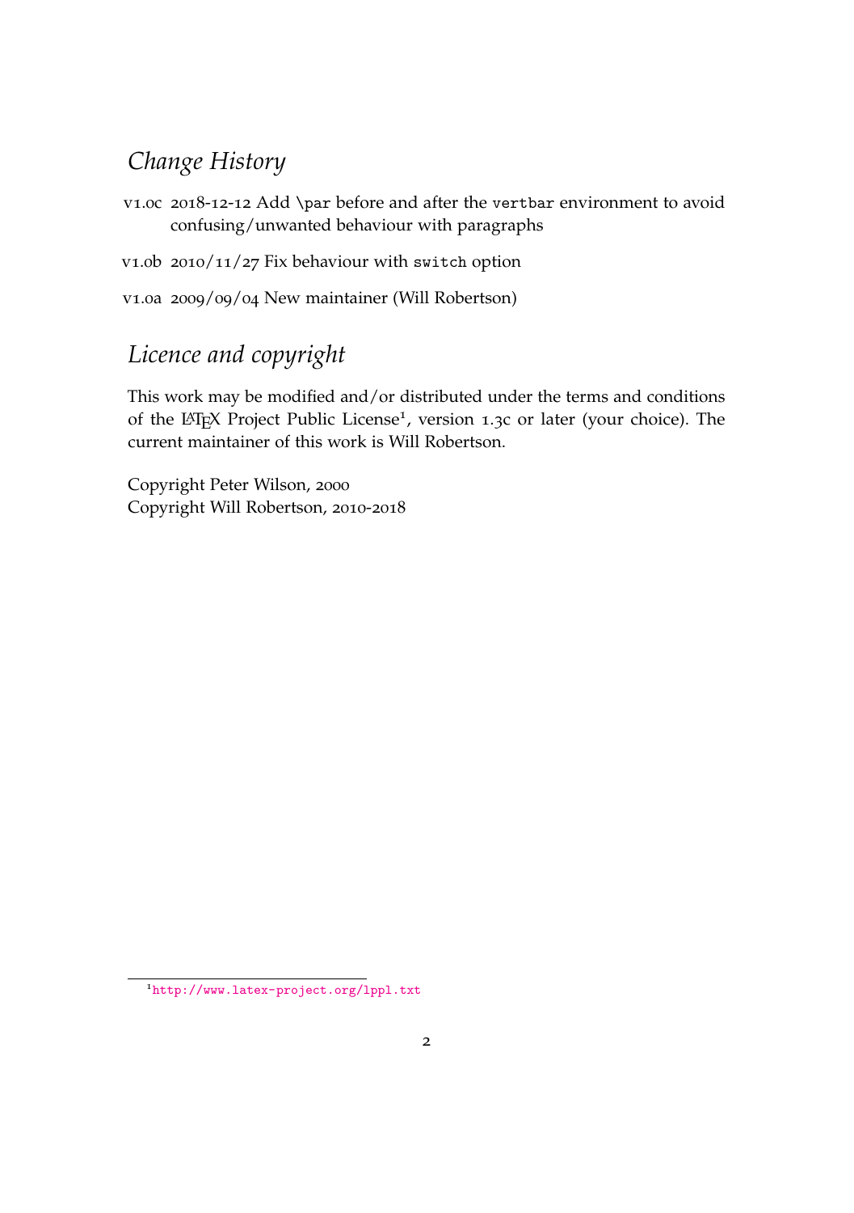## *Change History*

v1.0c 2018-12-12 Add `\par` before and after the `vertbar` environment to avoid confusing/unwanted behaviour with paragraphs

v1.0b 2010/11/27 Fix behaviour with `switch` option

v1.0a 2009/09/04 New maintainer (Will Robertson)

## *Licence and copyright*

This work may be modified and/or distributed under the terms and conditions of the LaTeX Project Public License[1], version 1.3c or later (your choice). The current maintainer of this work is Will Robertson.

Copyright Peter Wilson, 2000
Copyright Will Robertson, 2010-2018

[1] http://www.latex-project.org/lppl.txt